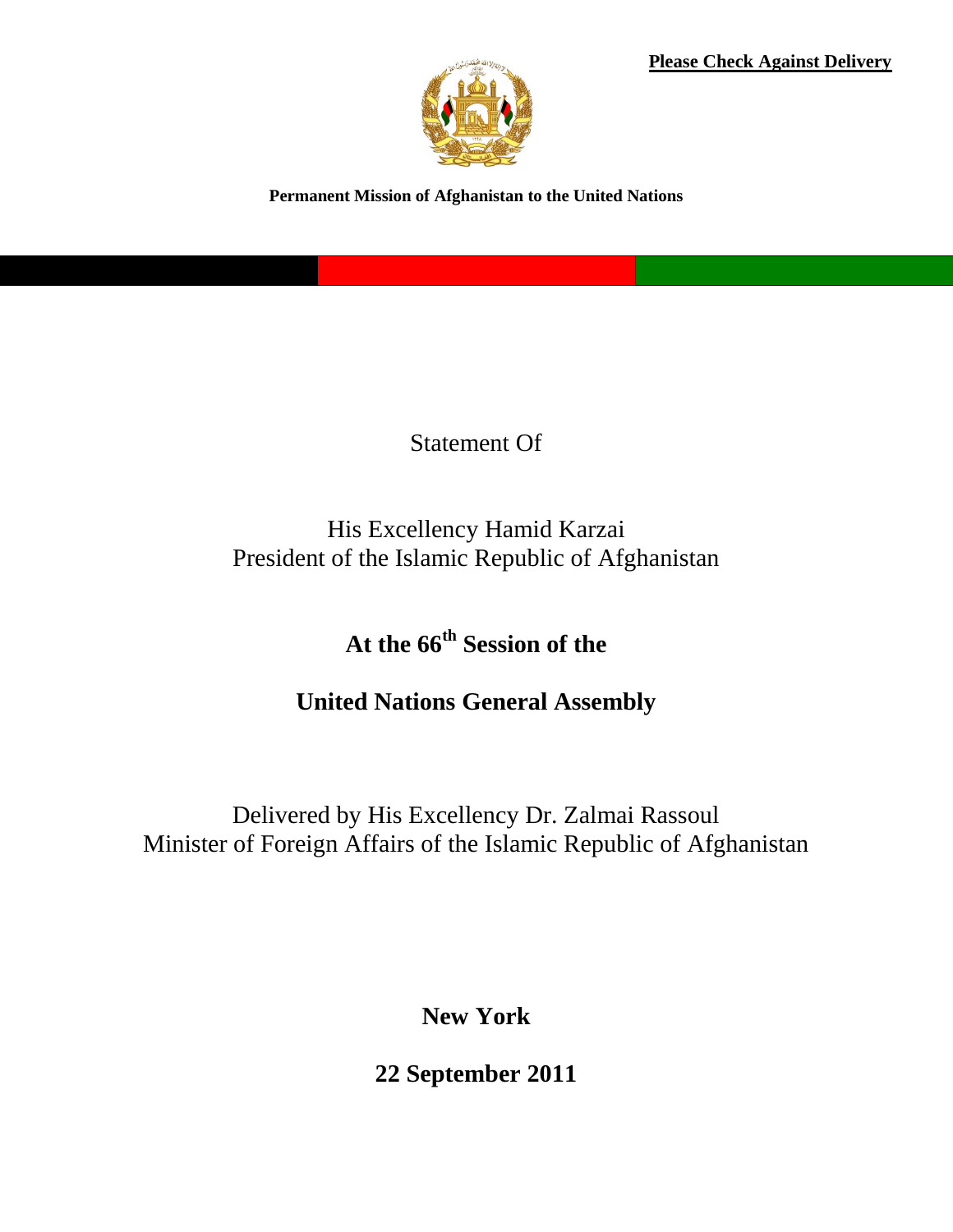**Please Check Against Delivery**

**Permanent Mission of Afghanistan to the United Nations**

Statement Of

His Excellency Hamid Karzai
President of the Islamic Republic of Afghanistan

# At the 66th Session of the

# United Nations General Assembly

Delivered by His Excellency Dr. Zalmai Rassoul
Minister of Foreign Affairs of the Islamic Republic of Afghanistan

**New York**

**22 September 2011**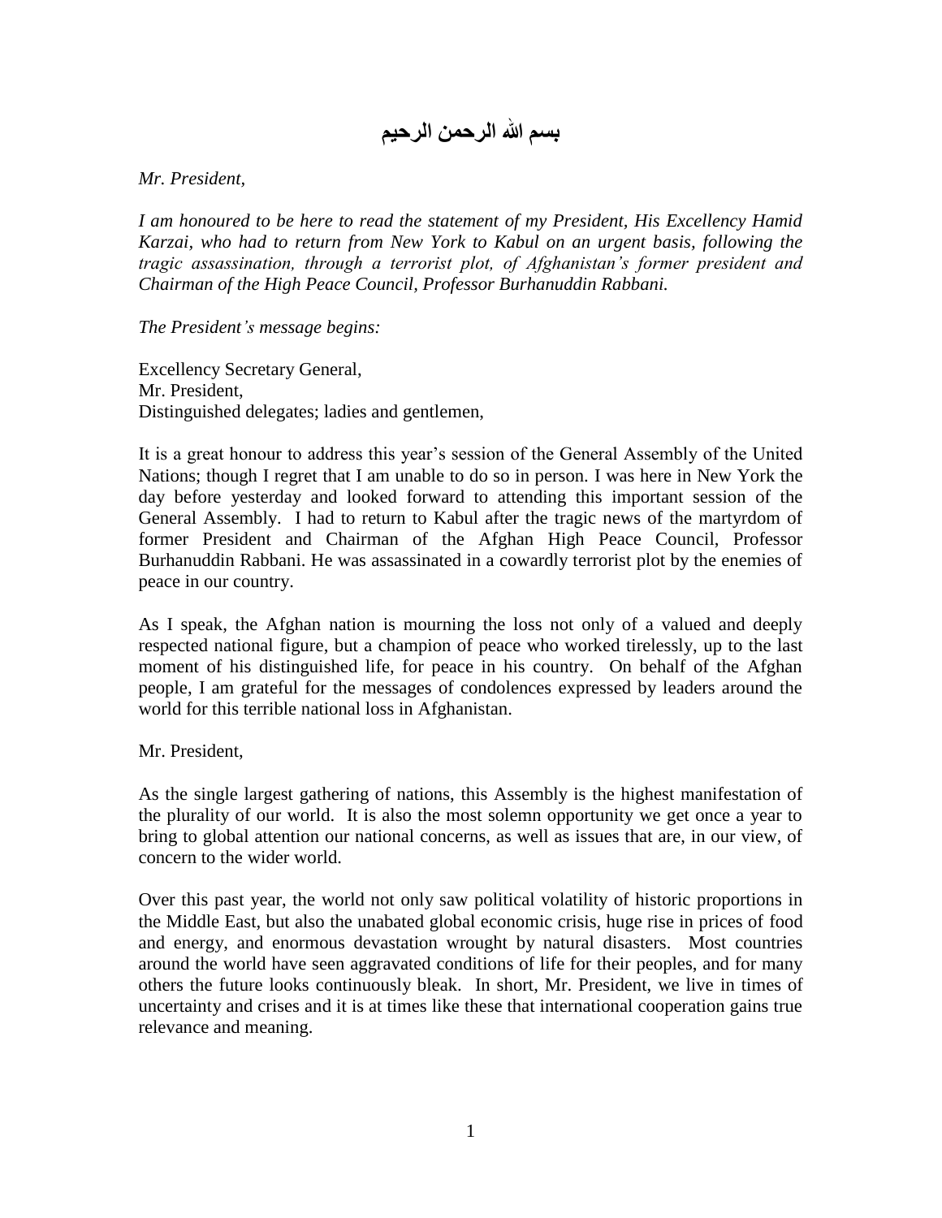# بسم الله الرحمن الرحيم

*Mr. President,*

*I am honoured to be here to read the statement of my President, His Excellency Hamid Karzai, who had to return from New York to Kabul on an urgent basis, following the tragic assassination, through a terrorist plot, of Afghanistan's former president and Chairman of the High Peace Council, Professor Burhanuddin Rabbani.*

*The President's message begins:*

Excellency Secretary General,
Mr. President,
Distinguished delegates; ladies and gentlemen,

It is a great honour to address this year's session of the General Assembly of the United Nations; though I regret that I am unable to do so in person. I was here in New York the day before yesterday and looked forward to attending this important session of the General Assembly. I had to return to Kabul after the tragic news of the martyrdom of former President and Chairman of the Afghan High Peace Council, Professor Burhanuddin Rabbani. He was assassinated in a cowardly terrorist plot by the enemies of peace in our country.

As I speak, the Afghan nation is mourning the loss not only of a valued and deeply respected national figure, but a champion of peace who worked tirelessly, up to the last moment of his distinguished life, for peace in his country. On behalf of the Afghan people, I am grateful for the messages of condolences expressed by leaders around the world for this terrible national loss in Afghanistan.

Mr. President,

As the single largest gathering of nations, this Assembly is the highest manifestation of the plurality of our world. It is also the most solemn opportunity we get once a year to bring to global attention our national concerns, as well as issues that are, in our view, of concern to the wider world.

Over this past year, the world not only saw political volatility of historic proportions in the Middle East, but also the unabated global economic crisis, huge rise in prices of food and energy, and enormous devastation wrought by natural disasters. Most countries around the world have seen aggravated conditions of life for their peoples, and for many others the future looks continuously bleak. In short, Mr. President, we live in times of uncertainty and crises and it is at times like these that international cooperation gains true relevance and meaning.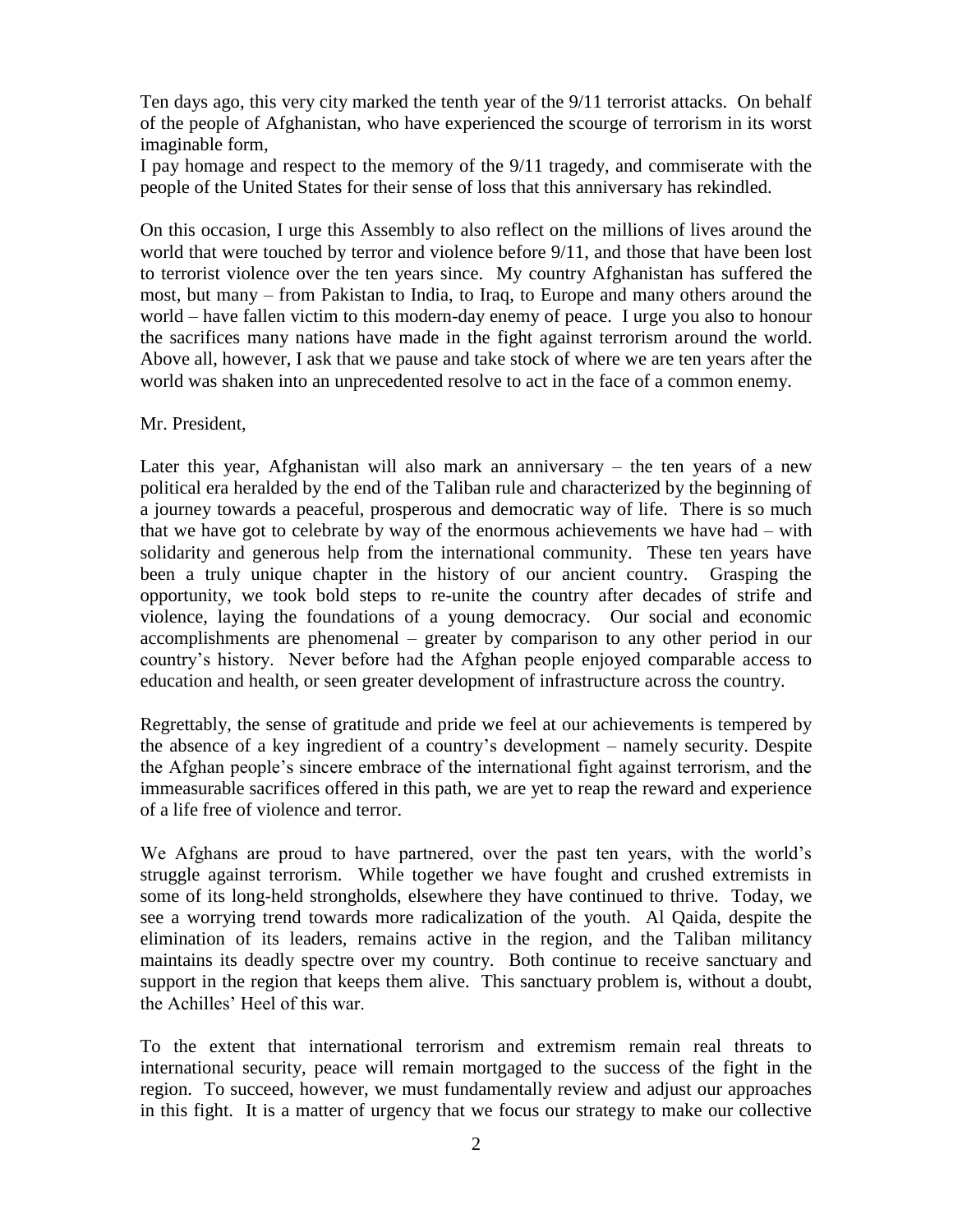Ten days ago, this very city marked the tenth year of the 9/11 terrorist attacks. On behalf of the people of Afghanistan, who have experienced the scourge of terrorism in its worst imaginable form,
I pay homage and respect to the memory of the 9/11 tragedy, and commiserate with the people of the United States for their sense of loss that this anniversary has rekindled.

On this occasion, I urge this Assembly to also reflect on the millions of lives around the world that were touched by terror and violence before 9/11, and those that have been lost to terrorist violence over the ten years since. My country Afghanistan has suffered the most, but many – from Pakistan to India, to Iraq, to Europe and many others around the world – have fallen victim to this modern-day enemy of peace. I urge you also to honour the sacrifices many nations have made in the fight against terrorism around the world. Above all, however, I ask that we pause and take stock of where we are ten years after the world was shaken into an unprecedented resolve to act in the face of a common enemy.

Mr. President,

Later this year, Afghanistan will also mark an anniversary – the ten years of a new political era heralded by the end of the Taliban rule and characterized by the beginning of a journey towards a peaceful, prosperous and democratic way of life. There is so much that we have got to celebrate by way of the enormous achievements we have had – with solidarity and generous help from the international community. These ten years have been a truly unique chapter in the history of our ancient country. Grasping the opportunity, we took bold steps to re-unite the country after decades of strife and violence, laying the foundations of a young democracy. Our social and economic accomplishments are phenomenal – greater by comparison to any other period in our country's history. Never before had the Afghan people enjoyed comparable access to education and health, or seen greater development of infrastructure across the country.

Regrettably, the sense of gratitude and pride we feel at our achievements is tempered by the absence of a key ingredient of a country's development – namely security. Despite the Afghan people's sincere embrace of the international fight against terrorism, and the immeasurable sacrifices offered in this path, we are yet to reap the reward and experience of a life free of violence and terror.

We Afghans are proud to have partnered, over the past ten years, with the world's struggle against terrorism. While together we have fought and crushed extremists in some of its long-held strongholds, elsewhere they have continued to thrive. Today, we see a worrying trend towards more radicalization of the youth. Al Qaida, despite the elimination of its leaders, remains active in the region, and the Taliban militancy maintains its deadly spectre over my country. Both continue to receive sanctuary and support in the region that keeps them alive. This sanctuary problem is, without a doubt, the Achilles' Heel of this war.

To the extent that international terrorism and extremism remain real threats to international security, peace will remain mortgaged to the success of the fight in the region. To succeed, however, we must fundamentally review and adjust our approaches in this fight. It is a matter of urgency that we focus our strategy to make our collective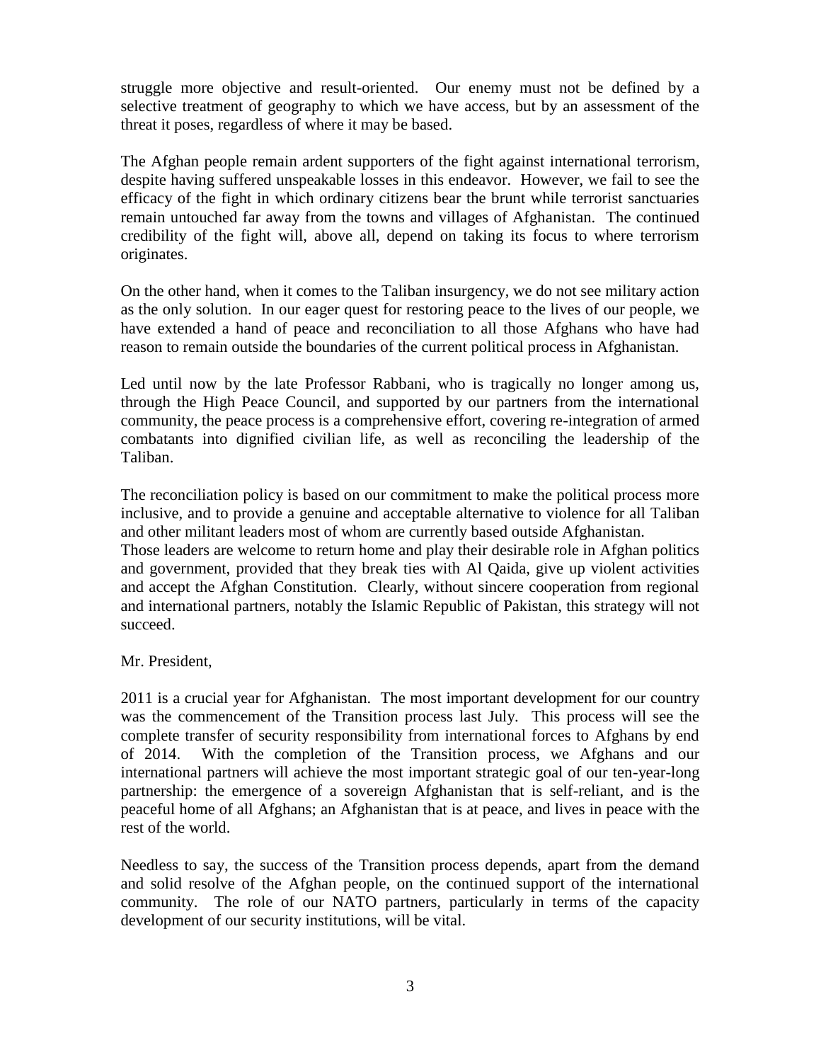struggle more objective and result-oriented. Our enemy must not be defined by a selective treatment of geography to which we have access, but by an assessment of the threat it poses, regardless of where it may be based.

The Afghan people remain ardent supporters of the fight against international terrorism, despite having suffered unspeakable losses in this endeavor. However, we fail to see the efficacy of the fight in which ordinary citizens bear the brunt while terrorist sanctuaries remain untouched far away from the towns and villages of Afghanistan. The continued credibility of the fight will, above all, depend on taking its focus to where terrorism originates.

On the other hand, when it comes to the Taliban insurgency, we do not see military action as the only solution. In our eager quest for restoring peace to the lives of our people, we have extended a hand of peace and reconciliation to all those Afghans who have had reason to remain outside the boundaries of the current political process in Afghanistan.

Led until now by the late Professor Rabbani, who is tragically no longer among us, through the High Peace Council, and supported by our partners from the international community, the peace process is a comprehensive effort, covering re-integration of armed combatants into dignified civilian life, as well as reconciling the leadership of the Taliban.

The reconciliation policy is based on our commitment to make the political process more inclusive, and to provide a genuine and acceptable alternative to violence for all Taliban and other militant leaders most of whom are currently based outside Afghanistan.
Those leaders are welcome to return home and play their desirable role in Afghan politics and government, provided that they break ties with Al Qaida, give up violent activities and accept the Afghan Constitution. Clearly, without sincere cooperation from regional and international partners, notably the Islamic Republic of Pakistan, this strategy will not succeed.

Mr. President,

2011 is a crucial year for Afghanistan. The most important development for our country was the commencement of the Transition process last July. This process will see the complete transfer of security responsibility from international forces to Afghans by end of 2014. With the completion of the Transition process, we Afghans and our international partners will achieve the most important strategic goal of our ten-year-long partnership: the emergence of a sovereign Afghanistan that is self-reliant, and is the peaceful home of all Afghans; an Afghanistan that is at peace, and lives in peace with the rest of the world.

Needless to say, the success of the Transition process depends, apart from the demand and solid resolve of the Afghan people, on the continued support of the international community. The role of our NATO partners, particularly in terms of the capacity development of our security institutions, will be vital.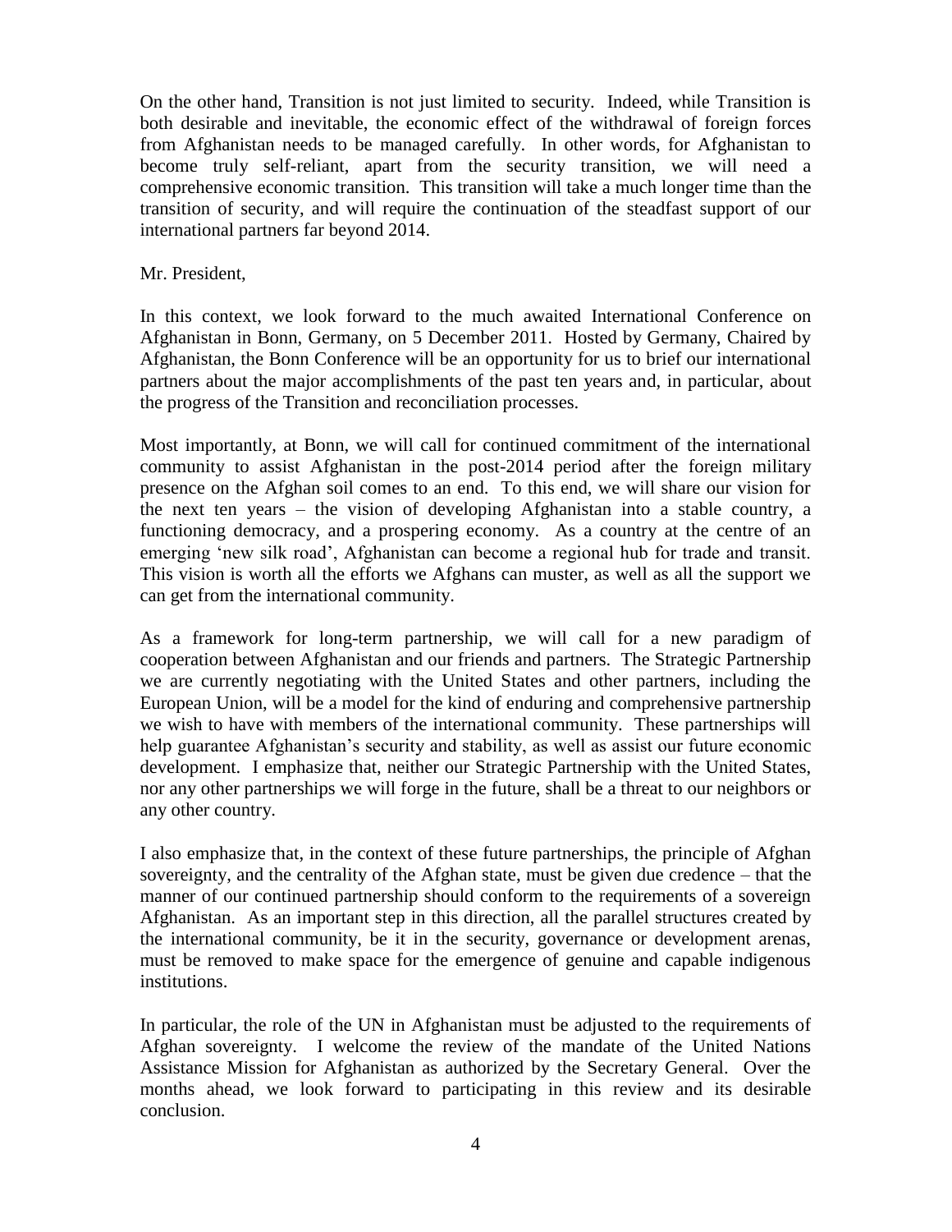On the other hand, Transition is not just limited to security. Indeed, while Transition is both desirable and inevitable, the economic effect of the withdrawal of foreign forces from Afghanistan needs to be managed carefully. In other words, for Afghanistan to become truly self-reliant, apart from the security transition, we will need a comprehensive economic transition. This transition will take a much longer time than the transition of security, and will require the continuation of the steadfast support of our international partners far beyond 2014.

Mr. President,

In this context, we look forward to the much awaited International Conference on Afghanistan in Bonn, Germany, on 5 December 2011. Hosted by Germany, Chaired by Afghanistan, the Bonn Conference will be an opportunity for us to brief our international partners about the major accomplishments of the past ten years and, in particular, about the progress of the Transition and reconciliation processes.

Most importantly, at Bonn, we will call for continued commitment of the international community to assist Afghanistan in the post-2014 period after the foreign military presence on the Afghan soil comes to an end. To this end, we will share our vision for the next ten years – the vision of developing Afghanistan into a stable country, a functioning democracy, and a prospering economy. As a country at the centre of an emerging 'new silk road', Afghanistan can become a regional hub for trade and transit. This vision is worth all the efforts we Afghans can muster, as well as all the support we can get from the international community.

As a framework for long-term partnership, we will call for a new paradigm of cooperation between Afghanistan and our friends and partners. The Strategic Partnership we are currently negotiating with the United States and other partners, including the European Union, will be a model for the kind of enduring and comprehensive partnership we wish to have with members of the international community. These partnerships will help guarantee Afghanistan's security and stability, as well as assist our future economic development. I emphasize that, neither our Strategic Partnership with the United States, nor any other partnerships we will forge in the future, shall be a threat to our neighbors or any other country.

I also emphasize that, in the context of these future partnerships, the principle of Afghan sovereignty, and the centrality of the Afghan state, must be given due credence – that the manner of our continued partnership should conform to the requirements of a sovereign Afghanistan. As an important step in this direction, all the parallel structures created by the international community, be it in the security, governance or development arenas, must be removed to make space for the emergence of genuine and capable indigenous institutions.

In particular, the role of the UN in Afghanistan must be adjusted to the requirements of Afghan sovereignty. I welcome the review of the mandate of the United Nations Assistance Mission for Afghanistan as authorized by the Secretary General. Over the months ahead, we look forward to participating in this review and its desirable conclusion.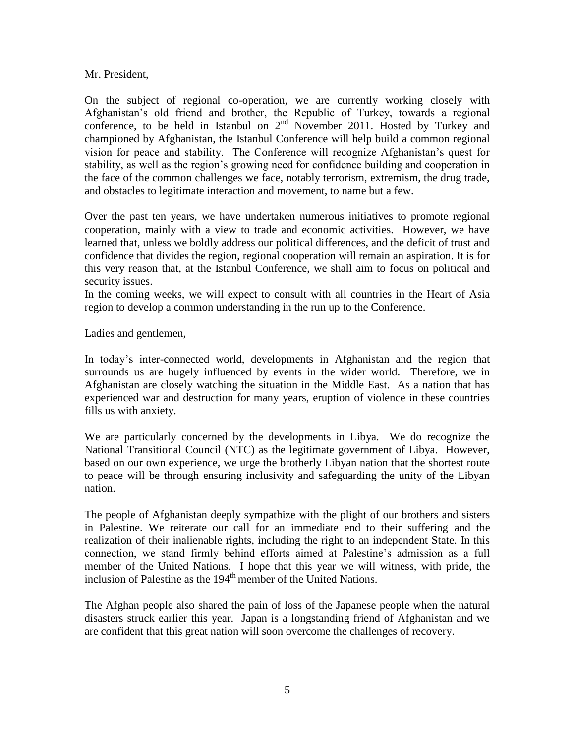Mr. President,

On the subject of regional co-operation, we are currently working closely with Afghanistan's old friend and brother, the Republic of Turkey, towards a regional conference, to be held in Istanbul on 2nd November 2011. Hosted by Turkey and championed by Afghanistan, the Istanbul Conference will help build a common regional vision for peace and stability. The Conference will recognize Afghanistan's quest for stability, as well as the region's growing need for confidence building and cooperation in the face of the common challenges we face, notably terrorism, extremism, the drug trade, and obstacles to legitimate interaction and movement, to name but a few.

Over the past ten years, we have undertaken numerous initiatives to promote regional cooperation, mainly with a view to trade and economic activities. However, we have learned that, unless we boldly address our political differences, and the deficit of trust and confidence that divides the region, regional cooperation will remain an aspiration. It is for this very reason that, at the Istanbul Conference, we shall aim to focus on political and security issues.

In the coming weeks, we will expect to consult with all countries in the Heart of Asia region to develop a common understanding in the run up to the Conference.

Ladies and gentlemen,

In today's inter-connected world, developments in Afghanistan and the region that surrounds us are hugely influenced by events in the wider world. Therefore, we in Afghanistan are closely watching the situation in the Middle East. As a nation that has experienced war and destruction for many years, eruption of violence in these countries fills us with anxiety.

We are particularly concerned by the developments in Libya. We do recognize the National Transitional Council (NTC) as the legitimate government of Libya. However, based on our own experience, we urge the brotherly Libyan nation that the shortest route to peace will be through ensuring inclusivity and safeguarding the unity of the Libyan nation.

The people of Afghanistan deeply sympathize with the plight of our brothers and sisters in Palestine. We reiterate our call for an immediate end to their suffering and the realization of their inalienable rights, including the right to an independent State. In this connection, we stand firmly behind efforts aimed at Palestine's admission as a full member of the United Nations. I hope that this year we will witness, with pride, the inclusion of Palestine as the 194th member of the United Nations.

The Afghan people also shared the pain of loss of the Japanese people when the natural disasters struck earlier this year. Japan is a longstanding friend of Afghanistan and we are confident that this great nation will soon overcome the challenges of recovery.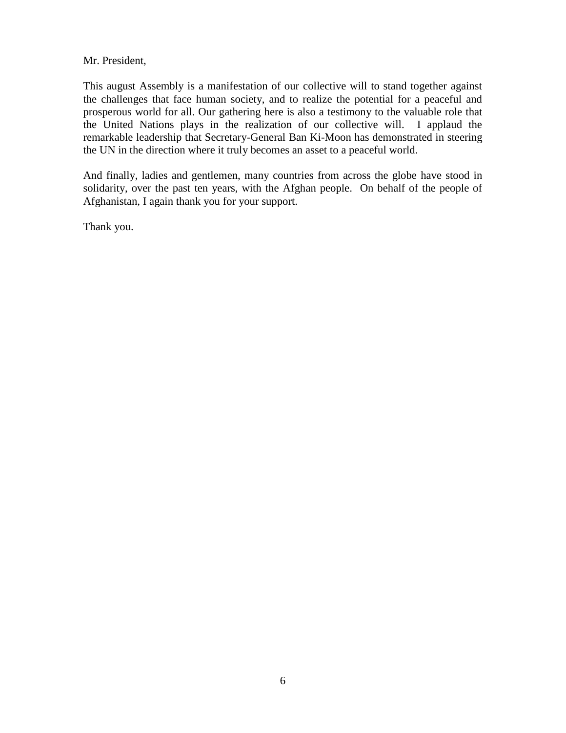Mr. President,

This august Assembly is a manifestation of our collective will to stand together against the challenges that face human society, and to realize the potential for a peaceful and prosperous world for all. Our gathering here is also a testimony to the valuable role that the United Nations plays in the realization of our collective will. I applaud the remarkable leadership that Secretary-General Ban Ki-Moon has demonstrated in steering the UN in the direction where it truly becomes an asset to a peaceful world.

And finally, ladies and gentlemen, many countries from across the globe have stood in solidarity, over the past ten years, with the Afghan people. On behalf of the people of Afghanistan, I again thank you for your support.

Thank you.